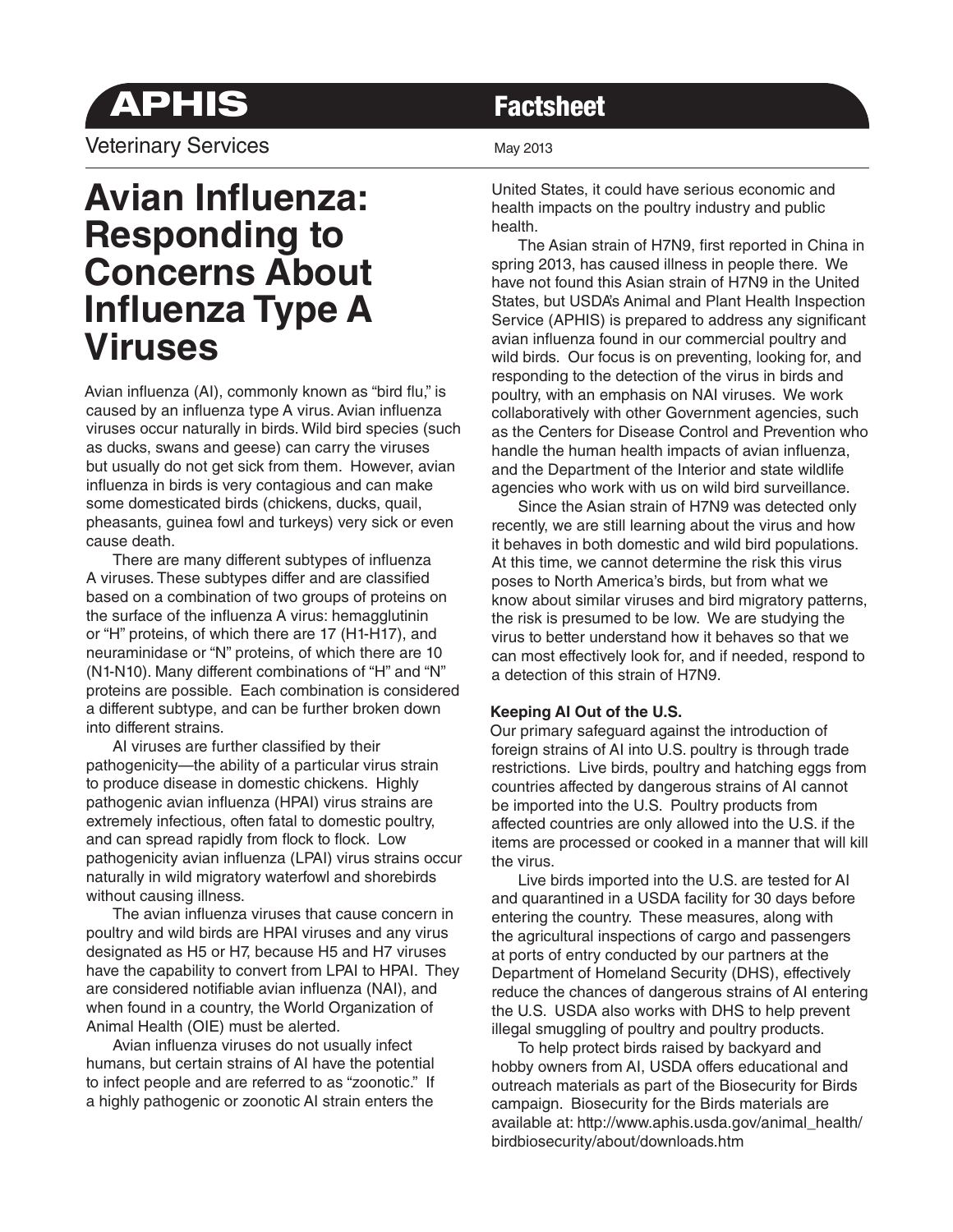# APHIS Factsheet

Veterinary Services

May 2013

# Avian Influenza: Responding to Concerns About Influenza Type A Viruses

Avian influenza (AI), commonly known as "bird flu," is caused by an influenza type A virus. Avian influenza viruses occur naturally in birds. Wild bird species (such as ducks, swans and geese) can carry the viruses but usually do not get sick from them. However, avian influenza in birds is very contagious and can make some domesticated birds (chickens, ducks, quail, pheasants, guinea fowl and turkeys) very sick or even cause death.

There are many different subtypes of influenza A viruses. These subtypes differ and are classified based on a combination of two groups of proteins on the surface of the influenza A virus: hemagglutinin or "H" proteins, of which there are 17 (H1-H17), and neuraminidase or "N" proteins, of which there are 10 (N1-N10). Many different combinations of "H" and "N" proteins are possible. Each combination is considered a different subtype, and can be further broken down into different strains.

AI viruses are further classified by their pathogenicity—the ability of a particular virus strain to produce disease in domestic chickens. Highly pathogenic avian influenza (HPAI) virus strains are extremely infectious, often fatal to domestic poultry, and can spread rapidly from flock to flock. Low pathogenicity avian influenza (LPAI) virus strains occur naturally in wild migratory waterfowl and shorebirds without causing illness.

The avian influenza viruses that cause concern in poultry and wild birds are HPAI viruses and any virus designated as H5 or H7, because H5 and H7 viruses have the capability to convert from LPAI to HPAI. They are considered notifiable avian influenza (NAI), and when found in a country, the World Organization of Animal Health (OIE) must be alerted.

Avian influenza viruses do not usually infect humans, but certain strains of AI have the potential to infect people and are referred to as "zoonotic." If a highly pathogenic or zoonotic AI strain enters the United States, it could have serious economic and health impacts on the poultry industry and public health.

The Asian strain of H7N9, first reported in China in spring 2013, has caused illness in people there. We have not found this Asian strain of H7N9 in the United States, but USDA's Animal and Plant Health Inspection Service (APHIS) is prepared to address any significant avian influenza found in our commercial poultry and wild birds. Our focus is on preventing, looking for, and responding to the detection of the virus in birds and poultry, with an emphasis on NAI viruses. We work collaboratively with other Government agencies, such as the Centers for Disease Control and Prevention who handle the human health impacts of avian influenza, and the Department of the Interior and state wildlife agencies who work with us on wild bird surveillance.

Since the Asian strain of H7N9 was detected only recently, we are still learning about the virus and how it behaves in both domestic and wild bird populations. At this time, we cannot determine the risk this virus poses to North America's birds, but from what we know about similar viruses and bird migratory patterns, the risk is presumed to be low. We are studying the virus to better understand how it behaves so that we can most effectively look for, and if needed, respond to a detection of this strain of H7N9.

### Keeping AI Out of the U.S.

Our primary safeguard against the introduction of foreign strains of AI into U.S. poultry is through trade restrictions. Live birds, poultry and hatching eggs from countries affected by dangerous strains of AI cannot be imported into the U.S. Poultry products from affected countries are only allowed into the U.S. if the items are processed or cooked in a manner that will kill the virus.

Live birds imported into the U.S. are tested for AI and quarantined in a USDA facility for 30 days before entering the country. These measures, along with the agricultural inspections of cargo and passengers at ports of entry conducted by our partners at the Department of Homeland Security (DHS), effectively reduce the chances of dangerous strains of AI entering the U.S. USDA also works with DHS to help prevent illegal smuggling of poultry and poultry products.

To help protect birds raised by backyard and hobby owners from AI, USDA offers educational and outreach materials as part of the Biosecurity for Birds campaign. Biosecurity for the Birds materials are available at: http://www.aphis.usda.gov/animal_health/birdbiosecurity/about/downloads.htm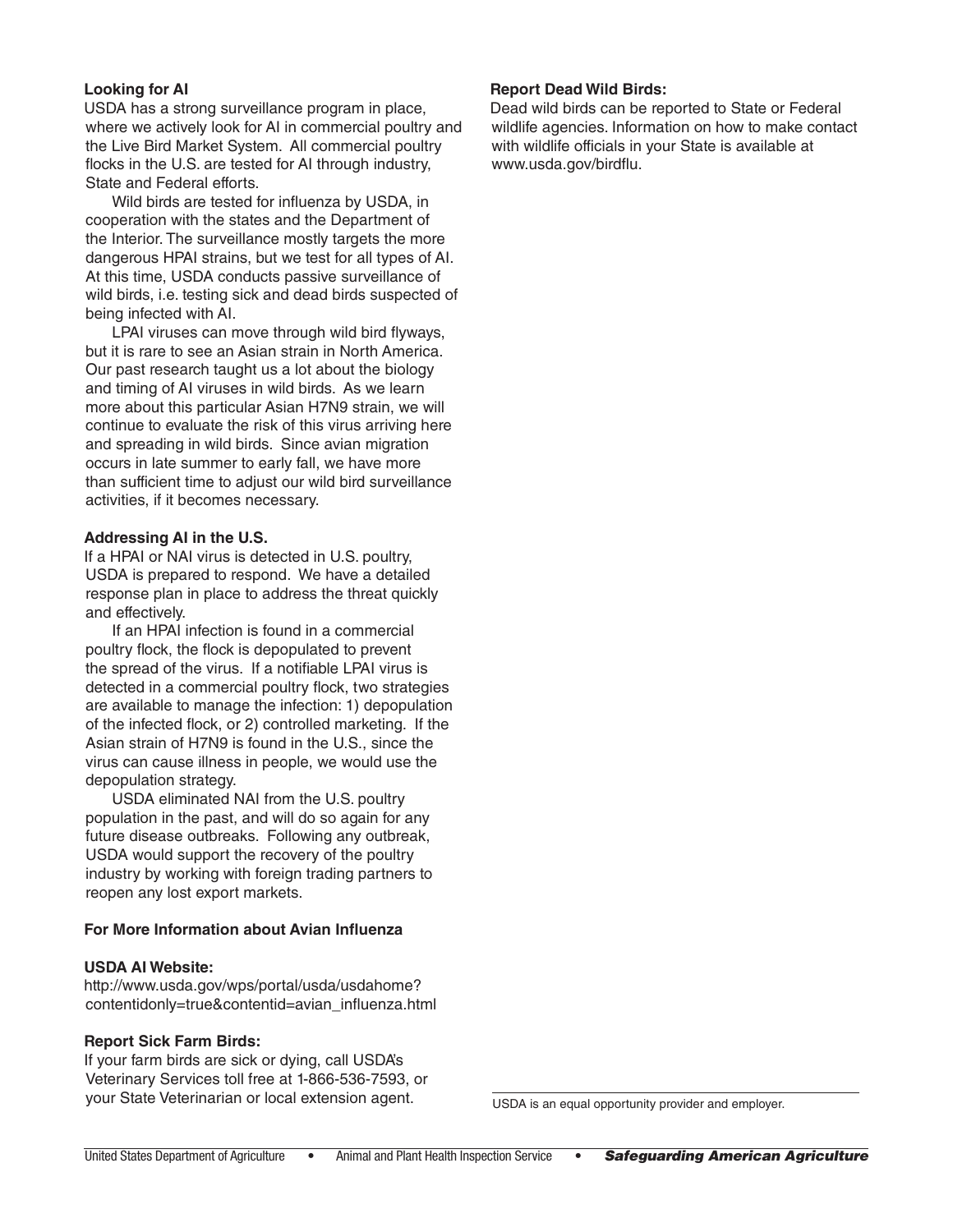**Looking for AI**

USDA has a strong surveillance program in place, where we actively look for AI in commercial poultry and the Live Bird Market System. All commercial poultry flocks in the U.S. are tested for AI through industry, State and Federal efforts.

Wild birds are tested for influenza by USDA, in cooperation with the states and the Department of the Interior. The surveillance mostly targets the more dangerous HPAI strains, but we test for all types of AI. At this time, USDA conducts passive surveillance of wild birds, i.e. testing sick and dead birds suspected of being infected with AI.

LPAI viruses can move through wild bird flyways, but it is rare to see an Asian strain in North America. Our past research taught us a lot about the biology and timing of AI viruses in wild birds. As we learn more about this particular Asian H7N9 strain, we will continue to evaluate the risk of this virus arriving here and spreading in wild birds. Since avian migration occurs in late summer to early fall, we have more than sufficient time to adjust our wild bird surveillance activities, if it becomes necessary.

**Addressing AI in the U.S.**

If a HPAI or NAI virus is detected in U.S. poultry, USDA is prepared to respond. We have a detailed response plan in place to address the threat quickly and effectively.

If an HPAI infection is found in a commercial poultry flock, the flock is depopulated to prevent the spread of the virus. If a notifiable LPAI virus is detected in a commercial poultry flock, two strategies are available to manage the infection: 1) depopulation of the infected flock, or 2) controlled marketing. If the Asian strain of H7N9 is found in the U.S., since the virus can cause illness in people, we would use the depopulation strategy.

USDA eliminated NAI from the U.S. poultry population in the past, and will do so again for any future disease outbreaks. Following any outbreak, USDA would support the recovery of the poultry industry by working with foreign trading partners to reopen any lost export markets.

**For More Information about Avian Influenza**

**USDA AI Website:**

http://www.usda.gov/wps/portal/usda/usdahome?contentidonly=true&contentid=avian_influenza.html

**Report Sick Farm Birds:**

If your farm birds are sick or dying, call USDA's Veterinary Services toll free at 1-866-536-7593, or your State Veterinarian or local extension agent.

**Report Dead Wild Birds:**

Dead wild birds can be reported to State or Federal wildlife agencies. Information on how to make contact with wildlife officials in your State is available at www.usda.gov/birdflu.

USDA is an equal opportunity provider and employer.